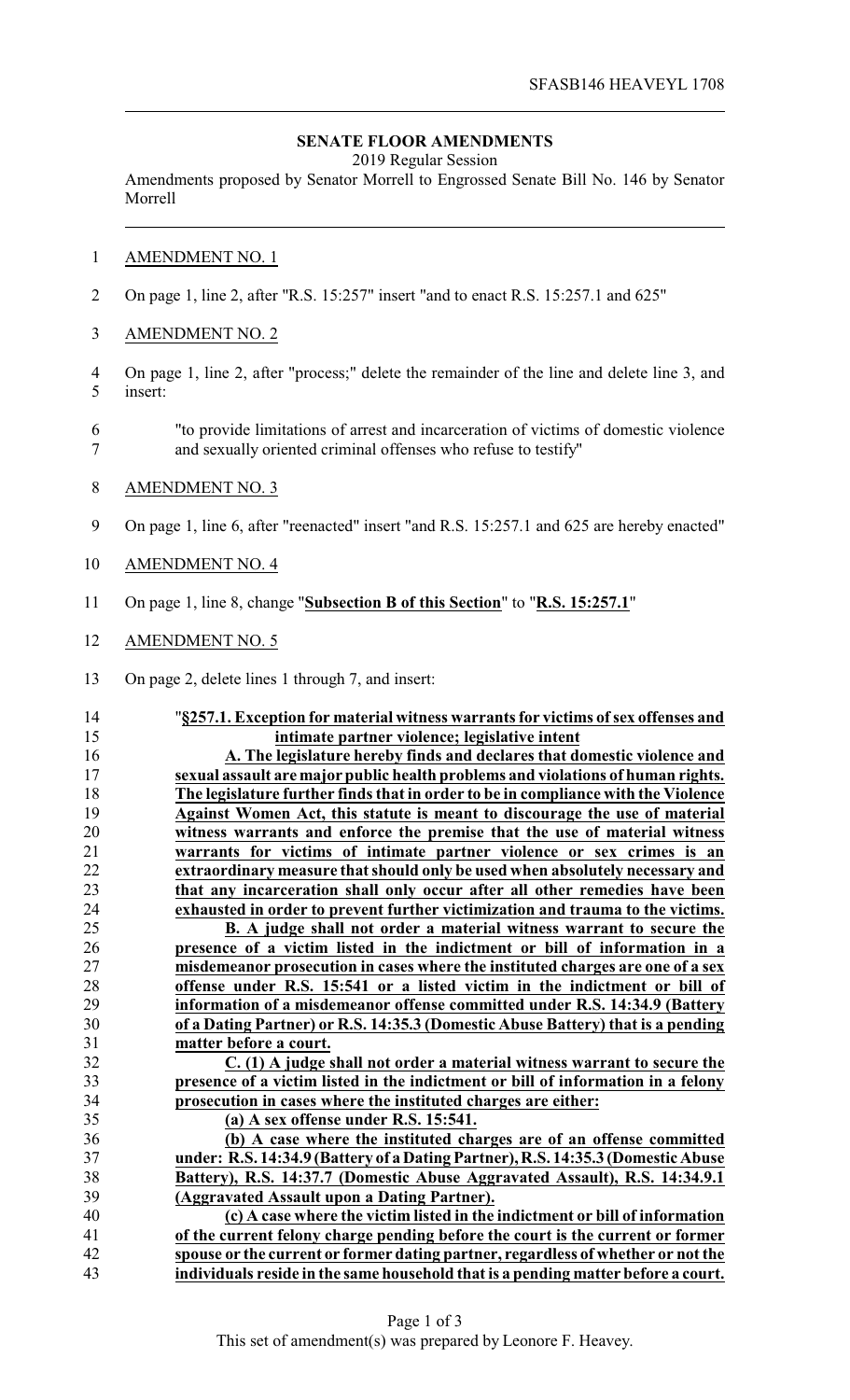SFASB146 HEAVEYL 1708

## SENATE FLOOR AMENDMENTS

2019 Regular Session

Amendments proposed by Senator Morrell to Engrossed Senate Bill No. 146 by Senator Morrell

AMENDMENT NO. 1

On page 1, line 2, after "R.S. 15:257" insert "and to enact R.S. 15:257.1 and 625"

AMENDMENT NO. 2

On page 1, line 2, after "process;" delete the remainder of the line and delete line 3, and insert:

"to provide limitations of arrest and incarceration of victims of domestic violence and sexually oriented criminal offenses who refuse to testify"

AMENDMENT NO. 3

On page 1, line 6, after "reenacted" insert "and R.S. 15:257.1 and 625 are hereby enacted"

AMENDMENT NO. 4

On page 1, line 8, change "**Subsection B of this Section**" to "**R.S. 15:257.1**"

AMENDMENT NO. 5

On page 2, delete lines 1 through 7, and insert:

"**§257.1. Exception for material witness warrants for victims of sex offenses and intimate partner violence; legislative intent**

**A. The legislature hereby finds and declares that domestic violence and sexual assault are major public health problems and violations of human rights. The legislature further finds that in order to be in compliance with the Violence Against Women Act, this statute is meant to discourage the use of material witness warrants and enforce the premise that the use of material witness warrants for victims of intimate partner violence or sex crimes is an extraordinary measure that should only be used when absolutely necessary and that any incarceration shall only occur after all other remedies have been exhausted in order to prevent further victimization and trauma to the victims.**

**B. A judge shall not order a material witness warrant to secure the presence of a victim listed in the indictment or bill of information in a misdemeanor prosecution in cases where the instituted charges are one of a sex offense under R.S. 15:541 or a listed victim in the indictment or bill of information of a misdemeanor offense committed under R.S. 14:34.9 (Battery of a Dating Partner) or R.S. 14:35.3 (Domestic Abuse Battery) that is a pending matter before a court.**

**C. (1) A judge shall not order a material witness warrant to secure the presence of a victim listed in the indictment or bill of information in a felony prosecution in cases where the instituted charges are either:**

**(a) A sex offense under R.S. 15:541.**

**(b) A case where the instituted charges are of an offense committed under: R.S. 14:34.9 (Battery of a Dating Partner), R.S. 14:35.3 (Domestic Abuse Battery), R.S. 14:37.7 (Domestic Abuse Aggravated Assault), R.S. 14:34.9.1 (Aggravated Assault upon a Dating Partner).**

**(c) A case where the victim listed in the indictment or bill of information of the current felony charge pending before the court is the current or former spouse or the current or former dating partner, regardless of whether or not the individuals reside in the same household that is a pending matter before a court.**

This set of amendment(s) was prepared by Leonore F. Heavey.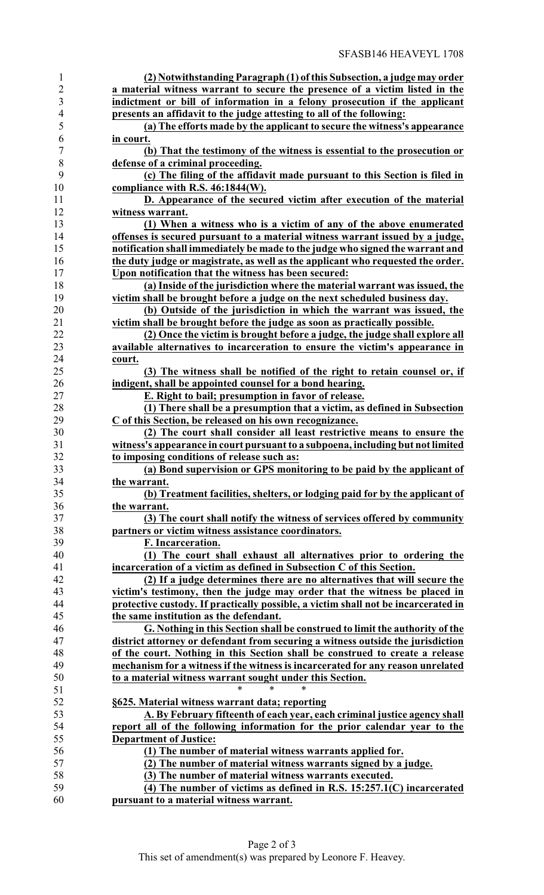**(2) Notwithstanding Paragraph (1) of this Subsection, a judge may order a material witness warrant to secure the presence of a victim listed in the indictment or bill of information in a felony prosecution if the applicant presents an affidavit to the judge attesting to all of the following:**

**(a) The efforts made by the applicant to secure the witness's appearance in court.**

**(b) That the testimony of the witness is essential to the prosecution or defense of a criminal proceeding.**

**(c) The filing of the affidavit made pursuant to this Section is filed in compliance with R.S. 46:1844(W).**

**D. Appearance of the secured victim after execution of the material witness warrant.**

**(1) When a witness who is a victim of any of the above enumerated offenses is secured pursuant to a material witness warrant issued by a judge, notification shall immediately be made to the judge who signed the warrant and the duty judge or magistrate, as well as the applicant who requested the order. Upon notification that the witness has been secured:**

**(a) Inside of the jurisdiction where the material warrant was issued, the victim shall be brought before a judge on the next scheduled business day.**

**(b) Outside of the jurisdiction in which the warrant was issued, the victim shall be brought before the judge as soon as practically possible.**

**(2) Once the victim is brought before a judge, the judge shall explore all available alternatives to incarceration to ensure the victim's appearance in court.**

**(3) The witness shall be notified of the right to retain counsel or, if indigent, shall be appointed counsel for a bond hearing.**

**E. Right to bail; presumption in favor of release.**

**(1) There shall be a presumption that a victim, as defined in Subsection C of this Section, be released on his own recognizance.**

**(2) The court shall consider all least restrictive means to ensure the witness's appearance in court pursuant to a subpoena, including but not limited to imposing conditions of release such as:**

**(a) Bond supervision or GPS monitoring to be paid by the applicant of the warrant.**

**(b) Treatment facilities, shelters, or lodging paid for by the applicant of the warrant.**

**(3) The court shall notify the witness of services offered by community partners or victim witness assistance coordinators.**

**F. Incarceration.**

**(1) The court shall exhaust all alternatives prior to ordering the incarceration of a victim as defined in Subsection C of this Section.**

**(2) If a judge determines there are no alternatives that will secure the victim's testimony, then the judge may order that the witness be placed in protective custody. If practically possible, a victim shall not be incarcerated in the same institution as the defendant.**

**G. Nothing in this Section shall be construed to limit the authority of the district attorney or defendant from securing a witness outside the jurisdiction of the court. Nothing in this Section shall be construed to create a release mechanism for a witness if the witness is incarcerated for any reason unrelated to a material witness warrant sought under this Section.**

\* \* \*

**§625. Material witness warrant data; reporting**

**A. By February fifteenth of each year, each criminal justice agency shall report all of the following information for the prior calendar year to the Department of Justice:**

**(1) The number of material witness warrants applied for.**

**(2) The number of material witness warrants signed by a judge.**

**(3) The number of material witness warrants executed.**

**(4) The number of victims as defined in R.S. 15:257.1(C) incarcerated pursuant to a material witness warrant.**

This set of amendment(s) was prepared by Leonore F. Heavey.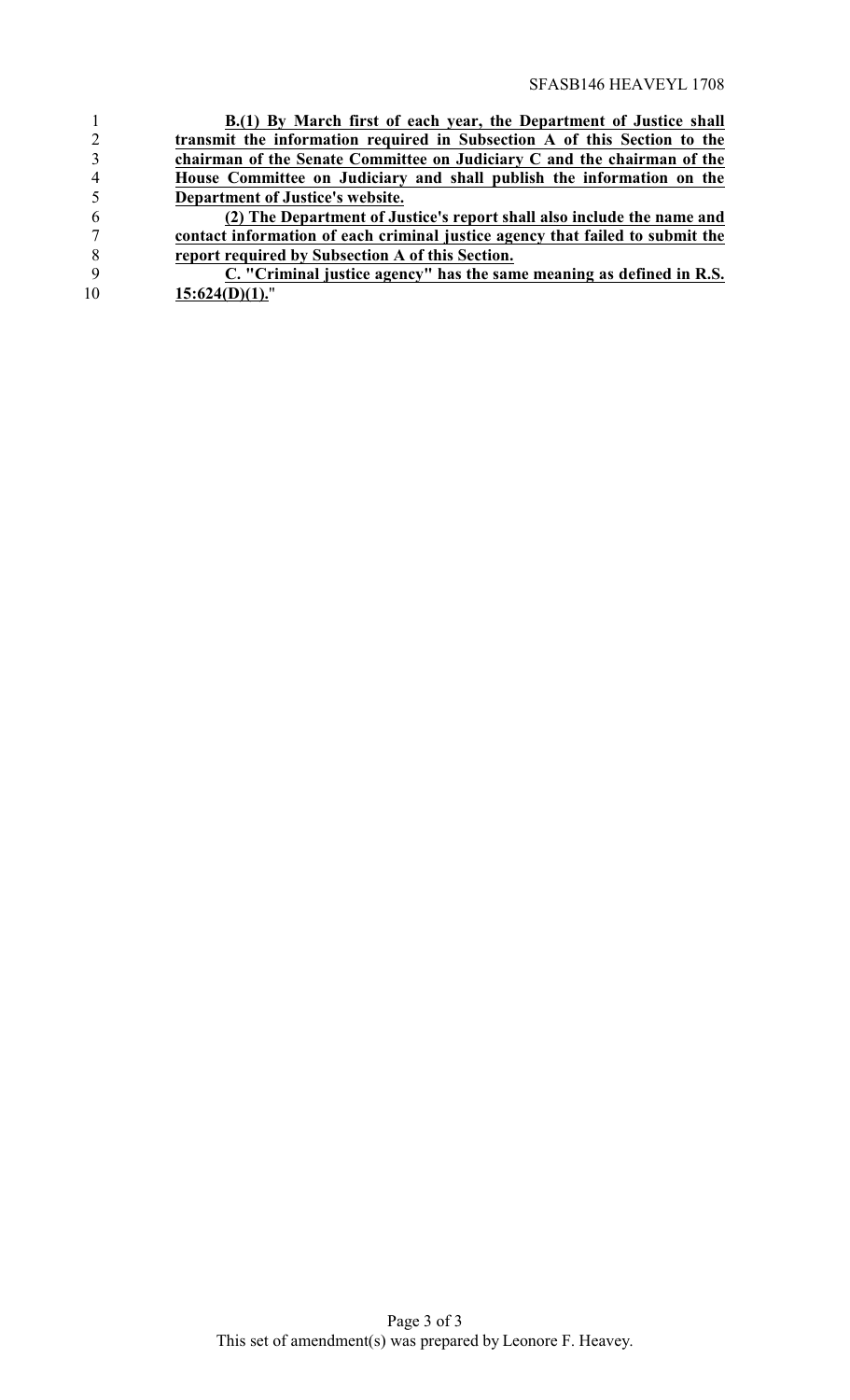**B.(1) By March first of each year, the Department of Justice shall transmit the information required in Subsection A of this Section to the chairman of the Senate Committee on Judiciary C and the chairman of the House Committee on Judiciary and shall publish the information on the Department of Justice's website.**

**(2) The Department of Justice's report shall also include the name and contact information of each criminal justice agency that failed to submit the report required by Subsection A of this Section.**

**C. "Criminal justice agency" has the same meaning as defined in R.S. 15:624(D)(1).**"

This set of amendment(s) was prepared by Leonore F. Heavey.